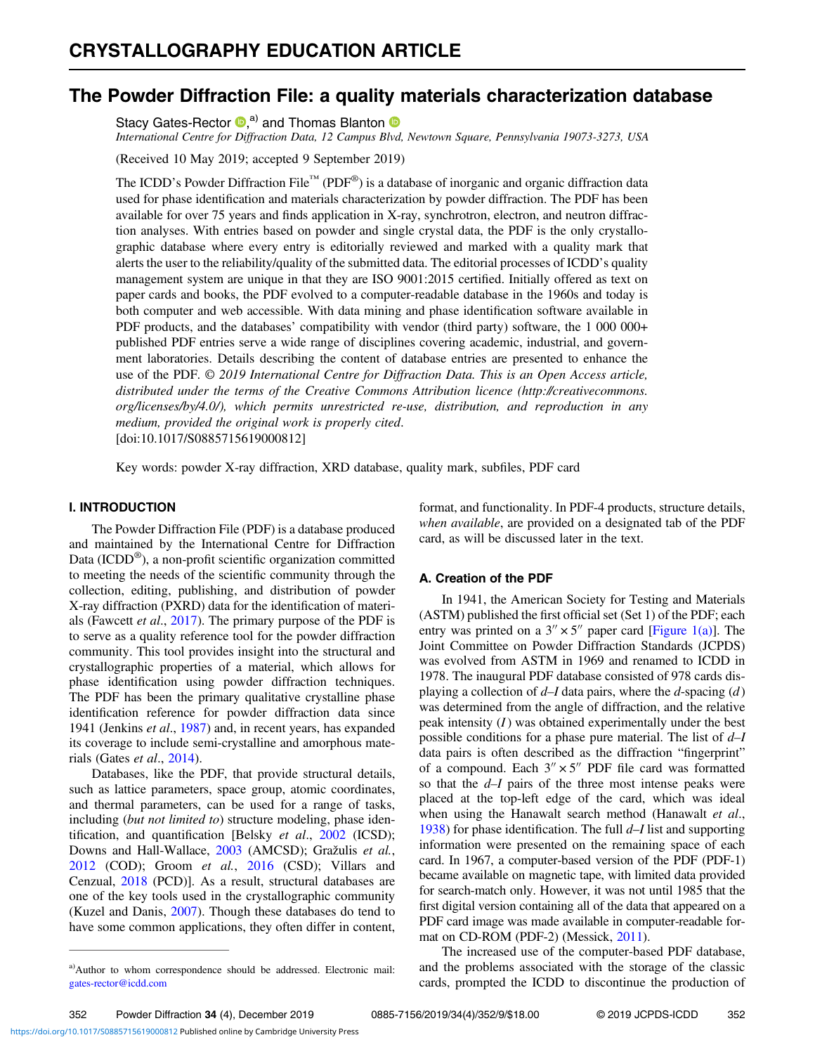CRYSTALLOGRAPHY EDUCATION ARTICLE

# The Powder Diffraction File: a quality materials characterization database

Stacy Gates-Rector,[a] and Thomas Blanton

*International Centre for Diffraction Data, 12 Campus Blvd, Newtown Square, Pennsylvania 19073-3273, USA*

(Received 10 May 2019; accepted 9 September 2019)

The ICDD's Powder Diffraction File™ (PDF®) is a database of inorganic and organic diffraction data used for phase identification and materials characterization by powder diffraction. The PDF has been available for over 75 years and finds application in X-ray, synchrotron, electron, and neutron diffraction analyses. With entries based on powder and single crystal data, the PDF is the only crystallographic database where every entry is editorially reviewed and marked with a quality mark that alerts the user to the reliability/quality of the submitted data. The editorial processes of ICDD's quality management system are unique in that they are ISO 9001:2015 certified. Initially offered as text on paper cards and books, the PDF evolved to a computer-readable database in the 1960s and today is both computer and web accessible. With data mining and phase identification software available in PDF products, and the databases' compatibility with vendor (third party) software, the 1 000 000+ published PDF entries serve a wide range of disciplines covering academic, industrial, and government laboratories. Details describing the content of database entries are presented to enhance the use of the PDF. *© 2019 International Centre for Diffraction Data. This is an Open Access article, distributed under the terms of the Creative Commons Attribution licence (http://creativecommons.org/licenses/by/4.0/), which permits unrestricted re-use, distribution, and reproduction in any medium, provided the original work is properly cited.*
[doi:10.1017/S0885715619000812]

Key words: powder X-ray diffraction, XRD database, quality mark, subfiles, PDF card

## I. INTRODUCTION

The Powder Diffraction File (PDF) is a database produced and maintained by the International Centre for Diffraction Data (ICDD®), a non-profit scientific organization committed to meeting the needs of the scientific community through the collection, editing, publishing, and distribution of powder X-ray diffraction (PXRD) data for the identification of materials (Fawcett *et al*., 2017). The primary purpose of the PDF is to serve as a quality reference tool for the powder diffraction community. This tool provides insight into the structural and crystallographic properties of a material, which allows for phase identification using powder diffraction techniques. The PDF has been the primary qualitative crystalline phase identification reference for powder diffraction data since 1941 (Jenkins *et al*., 1987) and, in recent years, has expanded its coverage to include semi-crystalline and amorphous materials (Gates *et al*., 2014).

Databases, like the PDF, that provide structural details, such as lattice parameters, space group, atomic coordinates, and thermal parameters, can be used for a range of tasks, including (*but not limited to*) structure modeling, phase identification, and quantification [Belsky *et al*., 2002 (ICSD); Downs and Hall-Wallace, 2003 (AMCSD); Gražulis *et al*., 2012 (COD); Groom *et al*., 2016 (CSD); Villars and Cenzual, 2018 (PCD)]. As a result, structural databases are one of the key tools used in the crystallographic community (Kuzel and Danis, 2007). Though these databases do tend to have some common applications, they often differ in content, format, and functionality. In PDF-4 products, structure details, *when available*, are provided on a designated tab of the PDF card, as will be discussed later in the text.

### A. Creation of the PDF

In 1941, the American Society for Testing and Materials (ASTM) published the first official set (Set 1) of the PDF; each entry was printed on a 3″ × 5″ paper card [Figure 1(a)]. The Joint Committee on Powder Diffraction Standards (JCPDS) was evolved from ASTM in 1969 and renamed to ICDD in 1978. The inaugural PDF database consisted of 978 cards displaying a collection of *d*–*I* data pairs, where the *d*-spacing (*d*) was determined from the angle of diffraction, and the relative peak intensity (*I*) was obtained experimentally under the best possible conditions for a phase pure material. The list of *d*–*I* data pairs is often described as the diffraction "fingerprint" of a compound. Each 3″ × 5″ PDF file card was formatted so that the *d*–*I* pairs of the three most intense peaks were placed at the top-left edge of the card, which was ideal when using the Hanawalt search method (Hanawalt *et al*., 1938) for phase identification. The full *d*–*I* list and supporting information were presented on the remaining space of each card. In 1967, a computer-based version of the PDF (PDF-1) became available on magnetic tape, with limited data provided for search-match only. However, it was not until 1985 that the first digital version containing all of the data that appeared on a PDF card image was made available in computer-readable format on CD-ROM (PDF-2) (Messick, 2011).

The increased use of the computer-based PDF database, and the problems associated with the storage of the classic cards, prompted the ICDD to discontinue the production of

[a]Author to whom correspondence should be addressed. Electronic mail: gates-rector@icdd.com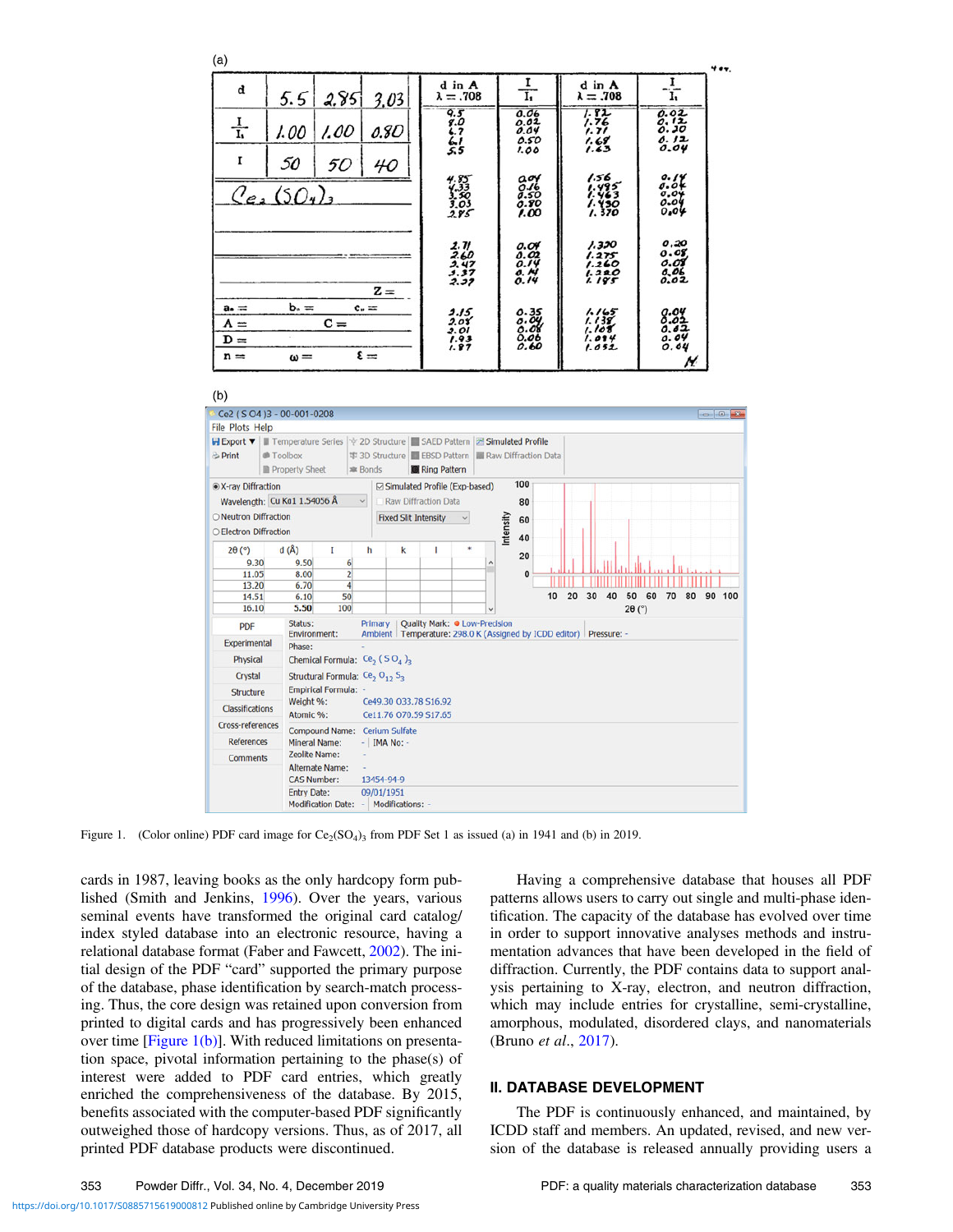Figure 1. (Color online) PDF card image for $Ce_2(SO_4)_3$ from PDF Set 1 as issued (a) in 1941 and (b) in 2019.

cards in 1987, leaving books as the only hardcopy form published (Smith and Jenkins, 1996). Over the years, various seminal events have transformed the original card catalog/index styled database into an electronic resource, having a relational database format (Faber and Fawcett, 2002). The initial design of the PDF "card" supported the primary purpose of the database, phase identification by search-match processing. Thus, the core design was retained upon conversion from printed to digital cards and has progressively been enhanced over time [Figure 1(b)]. With reduced limitations on presentation space, pivotal information pertaining to the phase(s) of interest were added to PDF card entries, which greatly enriched the comprehensiveness of the database. By 2015, benefits associated with the computer-based PDF significantly outweighed those of hardcopy versions. Thus, as of 2017, all printed PDF database products were discontinued.

Having a comprehensive database that houses all PDF patterns allows users to carry out single and multi-phase identification. The capacity of the database has evolved over time in order to support innovative analyses methods and instrumentation advances that have been developed in the field of diffraction. Currently, the PDF contains data to support analysis pertaining to X-ray, electron, and neutron diffraction, which may include entries for crystalline, semi-crystalline, amorphous, modulated, disordered clays, and nanomaterials (Bruno *et al.*, 2017).

## II. DATABASE DEVELOPMENT

The PDF is continuously enhanced, and maintained, by ICDD staff and members. An updated, revised, and new version of the database is released annually providing users a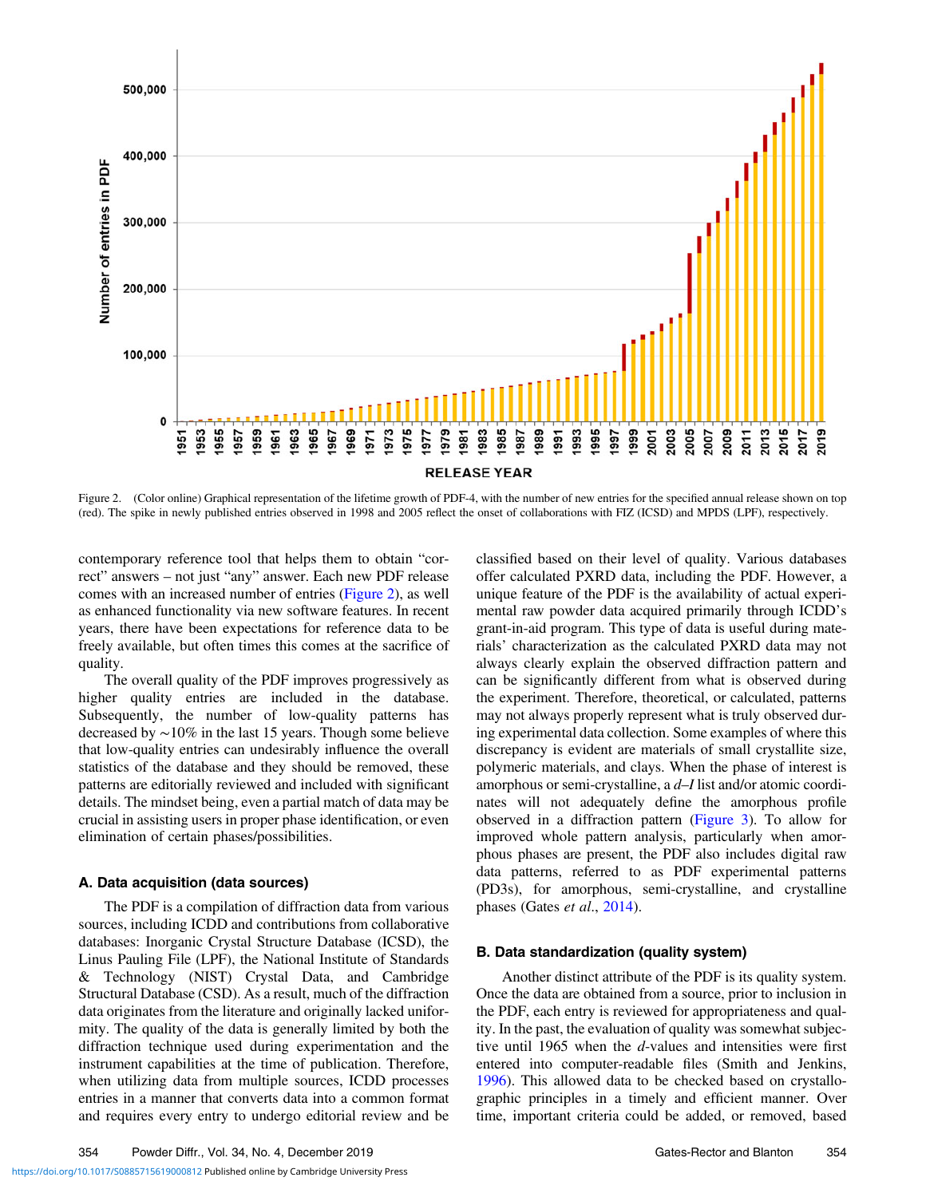500,000

400,000

300,000

200,000

100,000

0

Number of entries in PDF

1951 1953 1955 1957 1959 1961 1963 1965 1967 1969 1971 1973 1975 1977 1979 1981 1983 1985 1987 1989 1991 1993 1995 1997 1999 2001 2003 2005 2007 2009 2011 2013 2015 2017 2019

RELEASE YEAR

Figure 2. (Color online) Graphical representation of the lifetime growth of PDF-4, with the number of new entries for the specified annual release shown on top (red). The spike in newly published entries observed in 1998 and 2005 reflect the onset of collaborations with FIZ (ICSD) and MPDS (LPF), respectively.

contemporary reference tool that helps them to obtain "correct" answers – not just "any" answer. Each new PDF release comes with an increased number of entries (Figure 2), as well as enhanced functionality via new software features. In recent years, there have been expectations for reference data to be freely available, but often times this comes at the sacrifice of quality.

The overall quality of the PDF improves progressively as higher quality entries are included in the database. Subsequently, the number of low-quality patterns has decreased by ∼10% in the last 15 years. Though some believe that low-quality entries can undesirably influence the overall statistics of the database and they should be removed, these patterns are editorially reviewed and included with significant details. The mindset being, even a partial match of data may be crucial in assisting users in proper phase identification, or even elimination of certain phases/possibilities.

### A. Data acquisition (data sources)

The PDF is a compilation of diffraction data from various sources, including ICDD and contributions from collaborative databases: Inorganic Crystal Structure Database (ICSD), the Linus Pauling File (LPF), the National Institute of Standards & Technology (NIST) Crystal Data, and Cambridge Structural Database (CSD). As a result, much of the diffraction data originates from the literature and originally lacked uniformity. The quality of the data is generally limited by both the diffraction technique used during experimentation and the instrument capabilities at the time of publication. Therefore, when utilizing data from multiple sources, ICDD processes entries in a manner that converts data into a common format and requires every entry to undergo editorial review and be classified based on their level of quality. Various databases offer calculated PXRD data, including the PDF. However, a unique feature of the PDF is the availability of actual experimental raw powder data acquired primarily through ICDD's grant-in-aid program. This type of data is useful during materials' characterization as the calculated PXRD data may not always clearly explain the observed diffraction pattern and can be significantly different from what is observed during the experiment. Therefore, theoretical, or calculated, patterns may not always properly represent what is truly observed during experimental data collection. Some examples of where this discrepancy is evident are materials of small crystallite size, polymeric materials, and clays. When the phase of interest is amorphous or semi-crystalline, a *d–I* list and/or atomic coordinates will not adequately define the amorphous profile observed in a diffraction pattern (Figure 3). To allow for improved whole pattern analysis, particularly when amorphous phases are present, the PDF also includes digital raw data patterns, referred to as PDF experimental patterns (PD3s), for amorphous, semi-crystalline, and crystalline phases (Gates *et al.*, 2014).

### B. Data standardization (quality system)

Another distinct attribute of the PDF is its quality system. Once the data are obtained from a source, prior to inclusion in the PDF, each entry is reviewed for appropriateness and quality. In the past, the evaluation of quality was somewhat subjective until 1965 when the *d*-values and intensities were first entered into computer-readable files (Smith and Jenkins, 1996). This allowed data to be checked based on crystallographic principles in a timely and efficient manner. Over time, important criteria could be added, or removed, based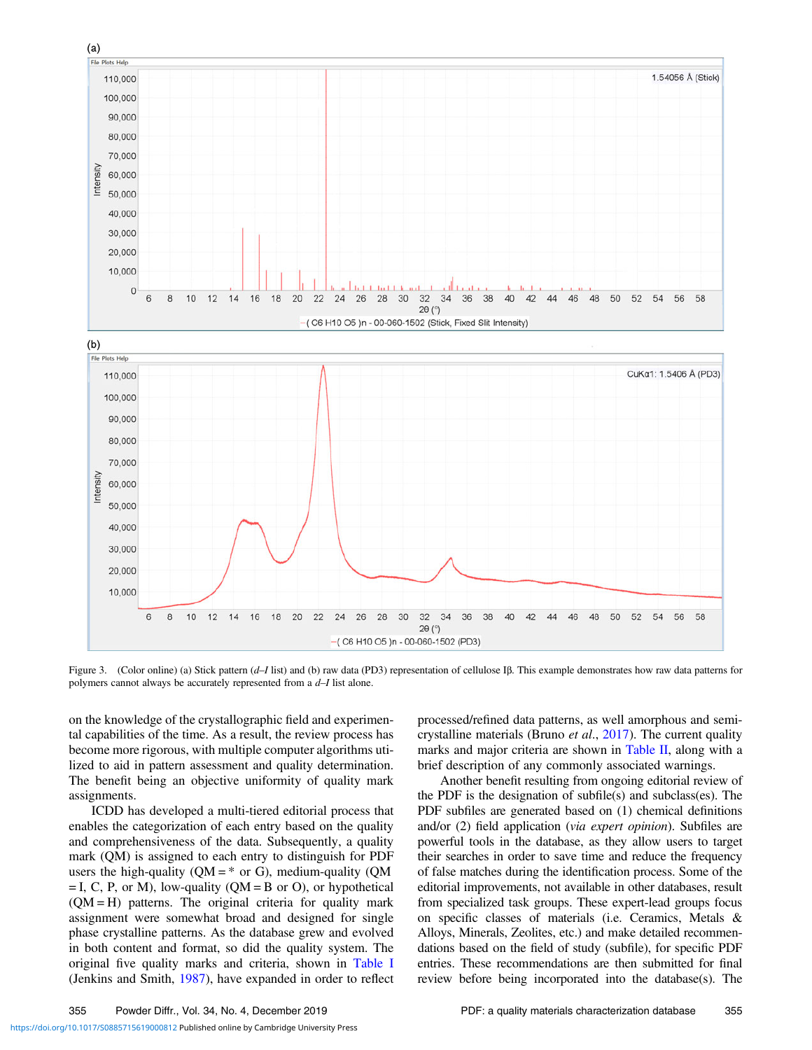Figure 3. (Color online) (a) Stick pattern (*d–I* list) and (b) raw data (PD3) representation of cellulose Iβ. This example demonstrates how raw data patterns for polymers cannot always be accurately represented from a *d–I* list alone.

on the knowledge of the crystallographic field and experimental capabilities of the time. As a result, the review process has become more rigorous, with multiple computer algorithms utilized to aid in pattern assessment and quality determination. The benefit being an objective uniformity of quality mark assignments.

ICDD has developed a multi-tiered editorial process that enables the categorization of each entry based on the quality and comprehensiveness of the data. Subsequently, a quality mark (QM) is assigned to each entry to distinguish for PDF users the high-quality (QM = * or G), medium-quality (QM = I, C, P, or M), low-quality (QM = B or O), or hypothetical (QM = H) patterns. The original criteria for quality mark assignment were somewhat broad and designed for single phase crystalline patterns. As the database grew and evolved in both content and format, so did the quality system. The original five quality marks and criteria, shown in Table I (Jenkins and Smith, 1987), have expanded in order to reflect processed/refined data patterns, as well amorphous and semi-crystalline materials (Bruno *et al.*, 2017). The current quality marks and major criteria are shown in Table II, along with a brief description of any commonly associated warnings.

Another benefit resulting from ongoing editorial review of the PDF is the designation of subfile(s) and subclass(es). The PDF subfiles are generated based on (1) chemical definitions and/or (2) field application (*via expert opinion*). Subfiles are powerful tools in the database, as they allow users to target their searches in order to save time and reduce the frequency of false matches during the identification process. Some of the editorial improvements, not available in other databases, result from specialized task groups. These expert-lead groups focus on specific classes of materials (i.e. Ceramics, Metals & Alloys, Minerals, Zeolites, etc.) and make detailed recommendations based on the field of study (subfile), for specific PDF entries. These recommendations are then submitted for final review before being incorporated into the database(s). The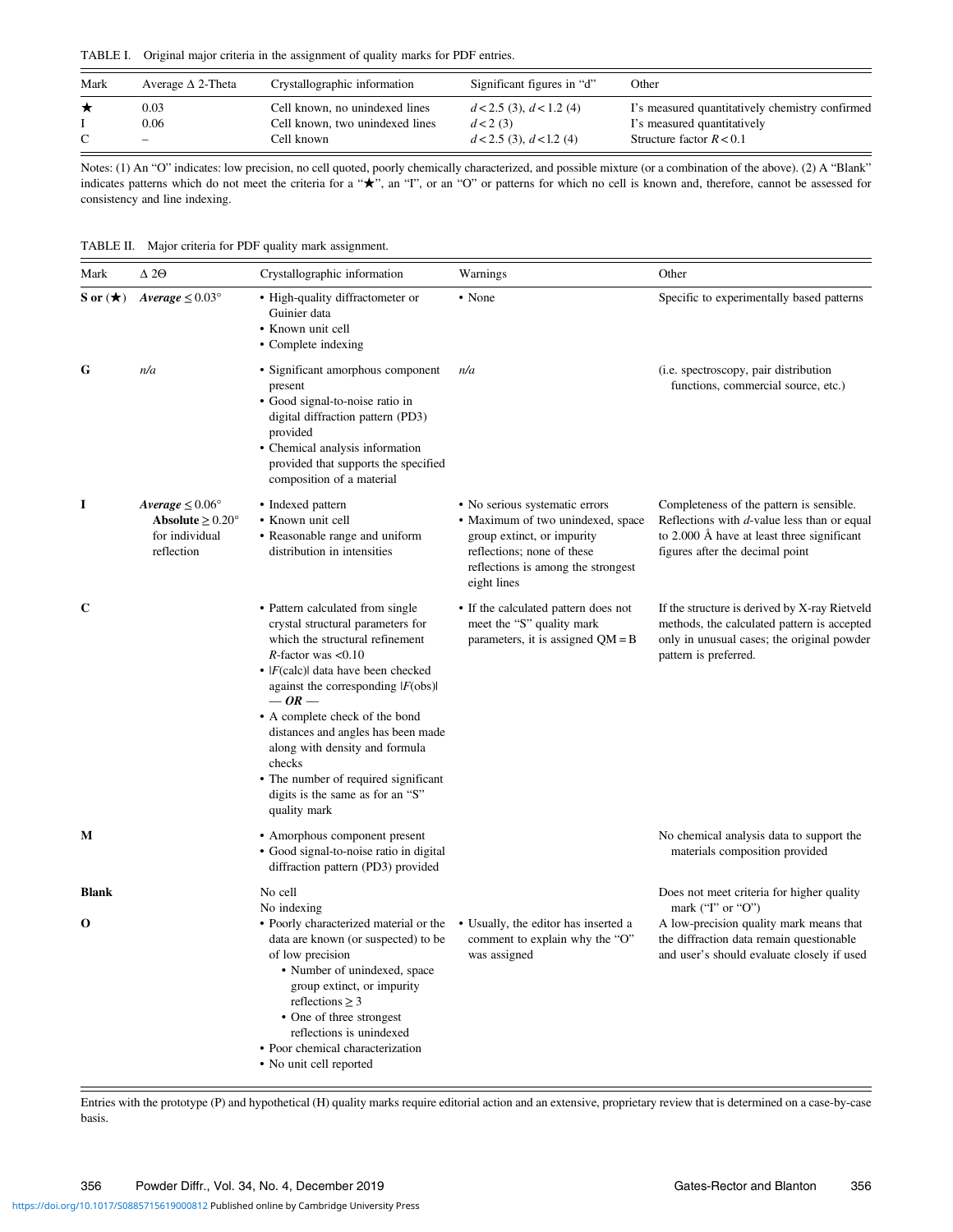TABLE I. Original major criteria in the assignment of quality marks for PDF entries.

| Mark | Average Δ 2-Theta | Crystallographic information | Significant figures in "d" | Other |
|---|---|---|---|---|
| ★ | 0.03 | Cell known, no unindexed lines | $d < 2.5$ (3), $d < 1.2$ (4) | I's measured quantitatively chemistry confirmed |
| I | 0.06 | Cell known, two unindexed lines | $d < 2$ (3) | I's measured quantitatively |
| C | – | Cell known | $d < 2.5$ (3), $d < 1.2$ (4) | Structure factor $R < 0.1$ |

Notes: (1) An "O" indicates: low precision, no cell quoted, poorly chemically characterized, and possible mixture (or a combination of the above). (2) A "Blank" indicates patterns which do not meet the criteria for a "★", an "I", or an "O" or patterns for which no cell is known and, therefore, cannot be assessed for consistency and line indexing.

TABLE II. Major criteria for PDF quality mark assignment.

| Mark | Δ 2Θ | Crystallographic information | Warnings | Other |
|---|---|---|---|---|
| **S or (★)** | ***Average*** ≤ 0.03° | • High-quality diffractometer or Guinier data<br>• Known unit cell<br>• Complete indexing | • None | Specific to experimentally based patterns |
| **G** | *n/a* | • Significant amorphous component present<br>• Good signal-to-noise ratio in digital diffraction pattern (PD3) provided<br>• Chemical analysis information provided that supports the specified composition of a material | *n/a* | (i.e. spectroscopy, pair distribution functions, commercial source, etc.) |
| **I** | ***Average*** ≤ 0.06°<br>**Absolute** ≥ 0.20° for individual reflection | • Indexed pattern<br>• Known unit cell<br>• Reasonable range and uniform distribution in intensities | • No serious systematic errors<br>• Maximum of two unindexed, space group extinct, or impurity reflections; none of these reflections is among the strongest eight lines | Completeness of the pattern is sensible. Reflections with *d*-value less than or equal to 2.000 Å have at least three significant figures after the decimal point |
| **C** | | • Pattern calculated from single crystal structural parameters for which the structural refinement *R*-factor was <0.10<br>• \|*F*(calc)\| data have been checked against the corresponding \|*F*(obs)\|<br>— ***OR*** —<br>• A complete check of the bond distances and angles has been made along with density and formula checks<br>• The number of required significant digits is the same as for an "S" quality mark | • If the calculated pattern does not meet the "S" quality mark parameters, it is assigned QM = B | If the structure is derived by X-ray Rietveld methods, the calculated pattern is accepted only in unusual cases; the original powder pattern is preferred. |
| **M** | | • Amorphous component present<br>• Good signal-to-noise ratio in digital diffraction pattern (PD3) provided | | No chemical analysis data to support the materials composition provided |
| **Blank** | | No cell<br>No indexing | | Does not meet criteria for higher quality mark ("I" or "O") |
| **O** | | • Poorly characterized material or the data are known (or suspected) to be of low precision<br>  • Number of unindexed, space group extinct, or impurity reflections ≥ 3<br>  • One of three strongest reflections is unindexed<br>• Poor chemical characterization<br>• No unit cell reported | • Usually, the editor has inserted a comment to explain why the "O" was assigned | A low-precision quality mark means that the diffraction data remain questionable and user's should evaluate closely if used |

Entries with the prototype (P) and hypothetical (H) quality marks require editorial action and an extensive, proprietary review that is determined on a case-by-case basis.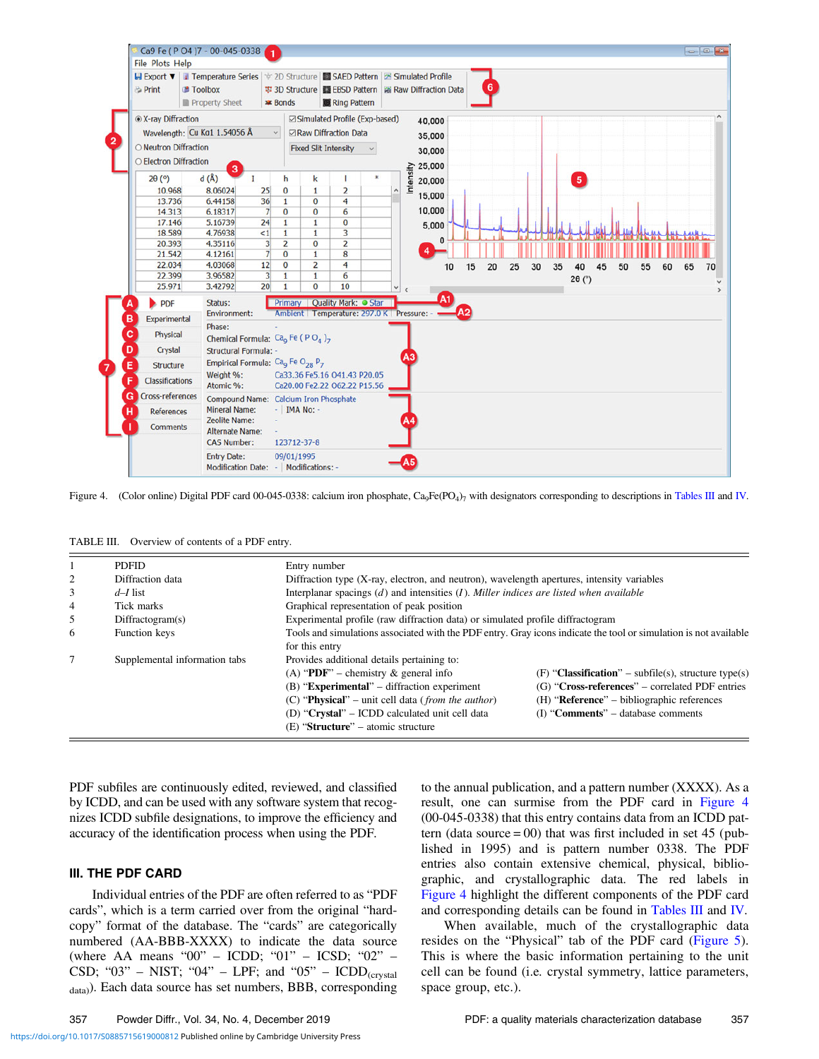Figure 4. (Color online) Digital PDF card 00-045-0338: calcium iron phosphate, $Ca_9Fe(PO_4)_7$ with designators corresponding to descriptions in Tables III and IV.

TABLE III. Overview of contents of a PDF entry.

| | | |
|---|---|---|
| 1 | PDFID | Entry number |
| 2 | Diffraction data | Diffraction type (X-ray, electron, and neutron), wavelength apertures, intensity variables |
| 3 | *d–I* list | Interplanar spacings (*d*) and intensities (*I*). *Miller indices are listed when available* |
| 4 | Tick marks | Graphical representation of peak position |
| 5 | Diffractogram(s) | Experimental profile (raw diffraction data) or simulated profile diffractogram |
| 6 | Function keys | Tools and simulations associated with the PDF entry. Gray icons indicate the tool or simulation is not available for this entry |
| 7 | Supplemental information tabs | Provides additional details pertaining to: (A) "**PDF**" – chemistry & general info; (B) "**Experimental**" – diffraction experiment; (C) "**Physical**" – unit cell data (*from the author*); (D) "**Crystal**" – ICDD calculated unit cell data; (E) "**Structure**" – atomic structure; (F) "**Classification**" – subfile(s), structure type(s); (G) "**Cross-references**" – correlated PDF entries; (H) "**Reference**" – bibliographic references; (I) "**Comments**" – database comments |

PDF subfiles are continuously edited, reviewed, and classified by ICDD, and can be used with any software system that recognizes ICDD subfile designations, to improve the efficiency and accuracy of the identification process when using the PDF.

## III. THE PDF CARD

Individual entries of the PDF are often referred to as "PDF cards", which is a term carried over from the original "hard-copy" format of the database. The "cards" are categorically numbered (AA-BBB-XXXX) to indicate the data source (where AA means "00" – ICDD; "01" – ICSD; "02" – CSD; "03" – NIST; "04" – LPF; and "05" – $ICDD_{(crystal\ data)}$). Each data source has set numbers, BBB, corresponding to the annual publication, and a pattern number (XXXX). As a result, one can surmise from the PDF card in Figure 4 (00-045-0338) that this entry contains data from an ICDD pattern (data source = 00) that was first included in set 45 (published in 1995) and is pattern number 0338. The PDF entries also contain extensive chemical, physical, bibliographic, and crystallographic data. The red labels in Figure 4 highlight the different components of the PDF card and corresponding details can be found in Tables III and IV.

When available, much of the crystallographic data resides on the "Physical" tab of the PDF card (Figure 5). This is where the basic information pertaining to the unit cell can be found (i.e. crystal symmetry, lattice parameters, space group, etc.).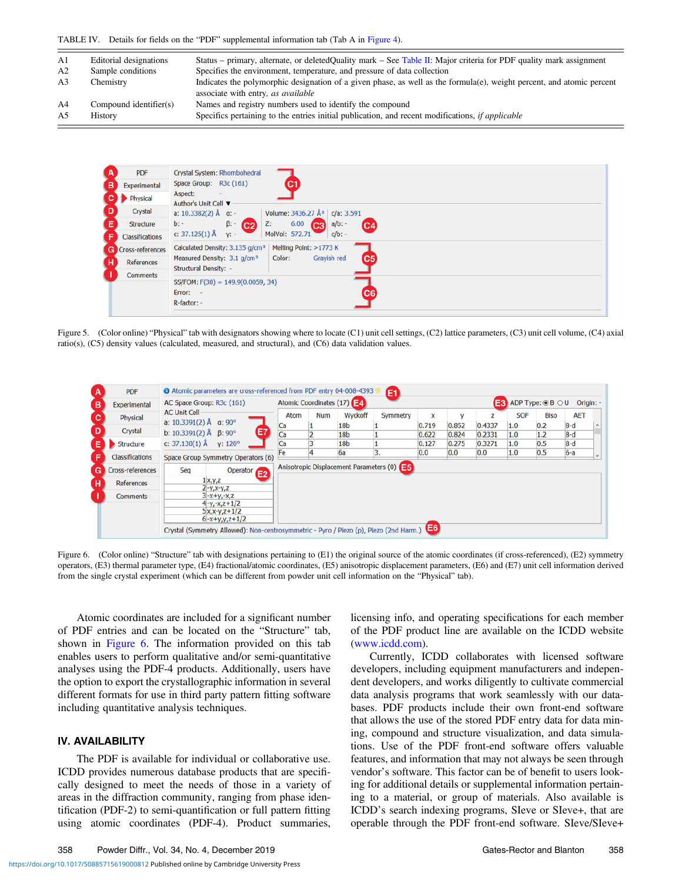TABLE IV. Details for fields on the "PDF" supplemental information tab (Tab A in Figure 4).

| | | |
|---|---|---|
| A1 | Editorial designations | Status – primary, alternate, or deletedQuality mark – See Table II: Major criteria for PDF quality mark assignment |
| A2 | Sample conditions | Specifies the environment, temperature, and pressure of data collection |
| A3 | Chemistry | Indicates the polymorphic designation of a given phase, as well as the formula(e), weight percent, and atomic percent associate with entry, *as available* |
| A4 | Compound identifier(s) | Names and registry numbers used to identify the compound |
| A5 | History | Specifics pertaining to the entries initial publication, and recent modifications, *if applicable* |

Figure 5. (Color online) "Physical" tab with designators showing where to locate (C1) unit cell settings, (C2) lattice parameters, (C3) unit cell volume, (C4) axial ratio(s), (C5) density values (calculated, measured, and structural), and (C6) data validation values.

Figure 6. (Color online) "Structure" tab with designations pertaining to (E1) the original source of the atomic coordinates (if cross-referenced), (E2) symmetry operators, (E3) thermal parameter type, (E4) fractional/atomic coordinates, (E5) anisotropic displacement parameters, (E6) and (E7) unit cell information derived from the single crystal experiment (which can be different from powder unit cell information on the "Physical" tab).

Atomic coordinates are included for a significant number of PDF entries and can be located on the "Structure" tab, shown in Figure 6. The information provided on this tab enables users to perform qualitative and/or semi-quantitative analyses using the PDF-4 products. Additionally, users have the option to export the crystallographic information in several different formats for use in third party pattern fitting software including quantitative analysis techniques.

## IV. AVAILABILITY

The PDF is available for individual or collaborative use. ICDD provides numerous database products that are specifically designed to meet the needs of those in a variety of areas in the diffraction community, ranging from phase identification (PDF-2) to semi-quantification or full pattern fitting using atomic coordinates (PDF-4). Product summaries, licensing info, and operating specifications for each member of the PDF product line are available on the ICDD website (www.icdd.com).

Currently, ICDD collaborates with licensed software developers, including equipment manufacturers and independent developers, and works diligently to cultivate commercial data analysis programs that work seamlessly with our databases. PDF products include their own front-end software that allows the use of the stored PDF entry data for data mining, compound and structure visualization, and data simulations. Use of the PDF front-end software offers valuable features, and information that may not always be seen through vendor's software. This factor can be of benefit to users looking for additional details or supplemental information pertaining to a material, or group of materials. Also available is ICDD's search indexing programs, SIeve or SIeve+, that are operable through the PDF front-end software. SIeve/SIeve+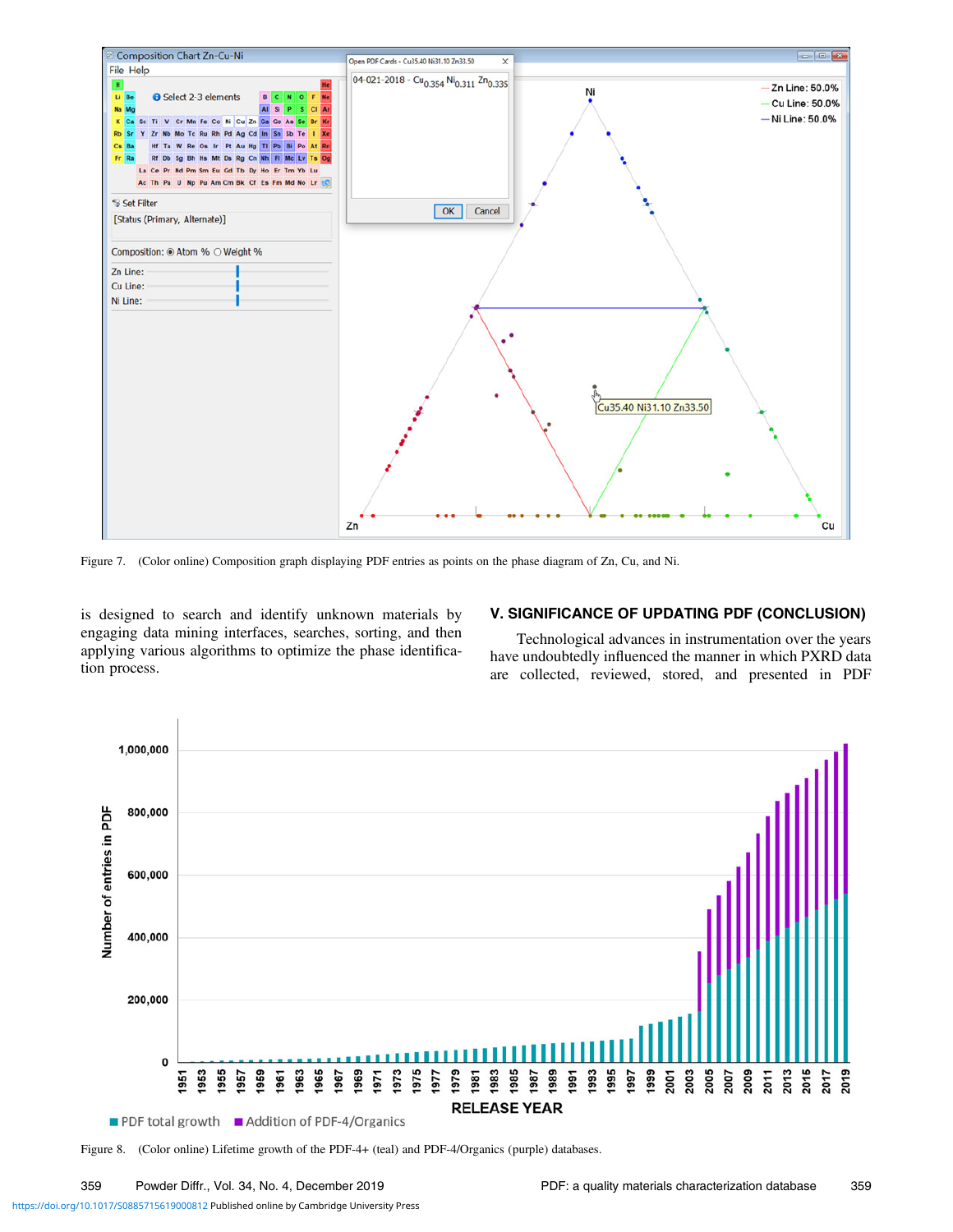Figure 7. (Color online) Composition graph displaying PDF entries as points on the phase diagram of Zn, Cu, and Ni.

is designed to search and identify unknown materials by engaging data mining interfaces, searches, sorting, and then applying various algorithms to optimize the phase identification process.

## V. SIGNIFICANCE OF UPDATING PDF (CONCLUSION)

Technological advances in instrumentation over the years have undoubtedly influenced the manner in which PXRD data are collected, reviewed, stored, and presented in PDF

Figure 8. (Color online) Lifetime growth of the PDF-4+ (teal) and PDF-4/Organics (purple) databases.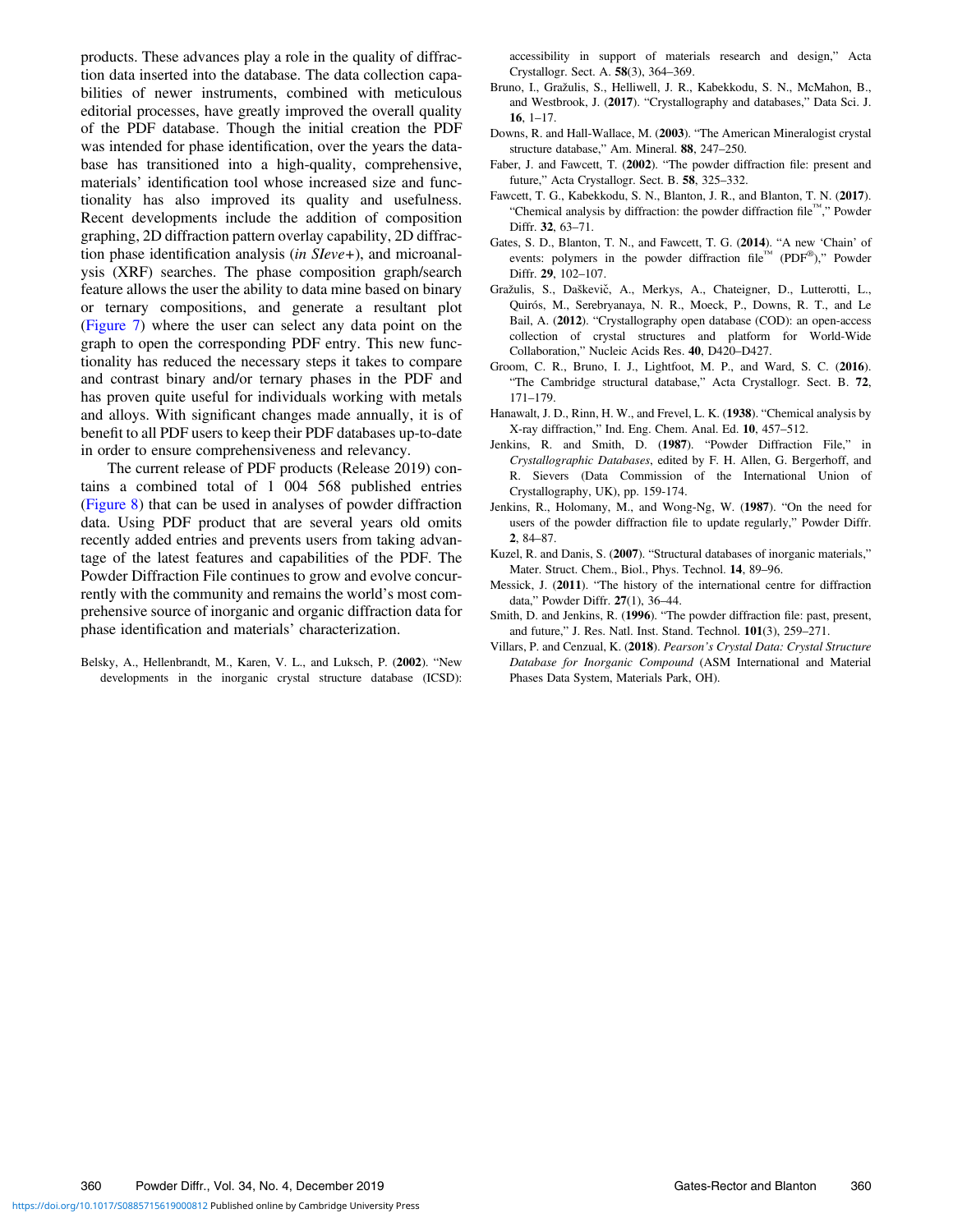products. These advances play a role in the quality of diffraction data inserted into the database. The data collection capabilities of newer instruments, combined with meticulous editorial processes, have greatly improved the overall quality of the PDF database. Though the initial creation the PDF was intended for phase identification, over the years the database has transitioned into a high-quality, comprehensive, materials' identification tool whose increased size and functionality has also improved its quality and usefulness. Recent developments include the addition of composition graphing, 2D diffraction pattern overlay capability, 2D diffraction phase identification analysis (*in SIeve+*), and microanalysis (XRF) searches. The phase composition graph/search feature allows the user the ability to data mine based on binary or ternary compositions, and generate a resultant plot (Figure 7) where the user can select any data point on the graph to open the corresponding PDF entry. This new functionality has reduced the necessary steps it takes to compare and contrast binary and/or ternary phases in the PDF and has proven quite useful for individuals working with metals and alloys. With significant changes made annually, it is of benefit to all PDF users to keep their PDF databases up-to-date in order to ensure comprehensiveness and relevancy.

The current release of PDF products (Release 2019) contains a combined total of 1 004 568 published entries (Figure 8) that can be used in analyses of powder diffraction data. Using PDF product that are several years old omits recently added entries and prevents users from taking advantage of the latest features and capabilities of the PDF. The Powder Diffraction File continues to grow and evolve concurrently with the community and remains the world's most comprehensive source of inorganic and organic diffraction data for phase identification and materials' characterization.

Belsky, A., Hellenbrandt, M., Karen, V. L., and Luksch, P. (**2002**). "New developments in the inorganic crystal structure database (ICSD): accessibility in support of materials research and design," Acta Crystallogr. Sect. A. **58**(3), 364–369.

Bruno, I., Gražulis, S., Helliwell, J. R., Kabekkodu, S. N., McMahon, B., and Westbrook, J. (**2017**). "Crystallography and databases," Data Sci. J. **16**, 1–17.

Downs, R. and Hall-Wallace, M. (**2003**). "The American Mineralogist crystal structure database," Am. Mineral. **88**, 247–250.

Faber, J. and Fawcett, T. (**2002**). "The powder diffraction file: present and future," Acta Crystallogr. Sect. B. **58**, 325–332.

Fawcett, T. G., Kabekkodu, S. N., Blanton, J. R., and Blanton, T. N. (**2017**). "Chemical analysis by diffraction: the powder diffraction file™," Powder Diffr. **32**, 63–71.

Gates, S. D., Blanton, T. N., and Fawcett, T. G. (**2014**). "A new 'Chain' of events: polymers in the powder diffraction file™ (PDF®)," Powder Diffr. **29**, 102–107.

Gražulis, S., Daškevič, A., Merkys, A., Chateigner, D., Lutterotti, L., Quirós, M., Serebryanaya, N. R., Moeck, P., Downs, R. T., and Le Bail, A. (**2012**). "Crystallography open database (COD): an open-access collection of crystal structures and platform for World-Wide Collaboration," Nucleic Acids Res. **40**, D420–D427.

Groom, C. R., Bruno, I. J., Lightfoot, M. P., and Ward, S. C. (**2016**). "The Cambridge structural database," Acta Crystallogr. Sect. B. **72**, 171–179.

Hanawalt, J. D., Rinn, H. W., and Frevel, L. K. (**1938**). "Chemical analysis by X-ray diffraction," Ind. Eng. Chem. Anal. Ed. **10**, 457–512.

Jenkins, R. and Smith, D. (**1987**). "Powder Diffraction File," in *Crystallographic Databases*, edited by F. H. Allen, G. Bergerhoff, and R. Sievers (Data Commission of the International Union of Crystallography, UK), pp. 159-174.

Jenkins, R., Holomany, M., and Wong-Ng, W. (**1987**). "On the need for users of the powder diffraction file to update regularly," Powder Diffr. **2**, 84–87.

Kuzel, R. and Danis, S. (**2007**). "Structural databases of inorganic materials," Mater. Struct. Chem., Biol., Phys. Technol. **14**, 89–96.

Messick, J. (**2011**). "The history of the international centre for diffraction data," Powder Diffr. **27**(1), 36–44.

Smith, D. and Jenkins, R. (**1996**). "The powder diffraction file: past, present, and future," J. Res. Natl. Inst. Stand. Technol. **101**(3), 259–271.

Villars, P. and Cenzual, K. (**2018**). *Pearson's Crystal Data: Crystal Structure Database for Inorganic Compound* (ASM International and Material Phases Data System, Materials Park, OH).